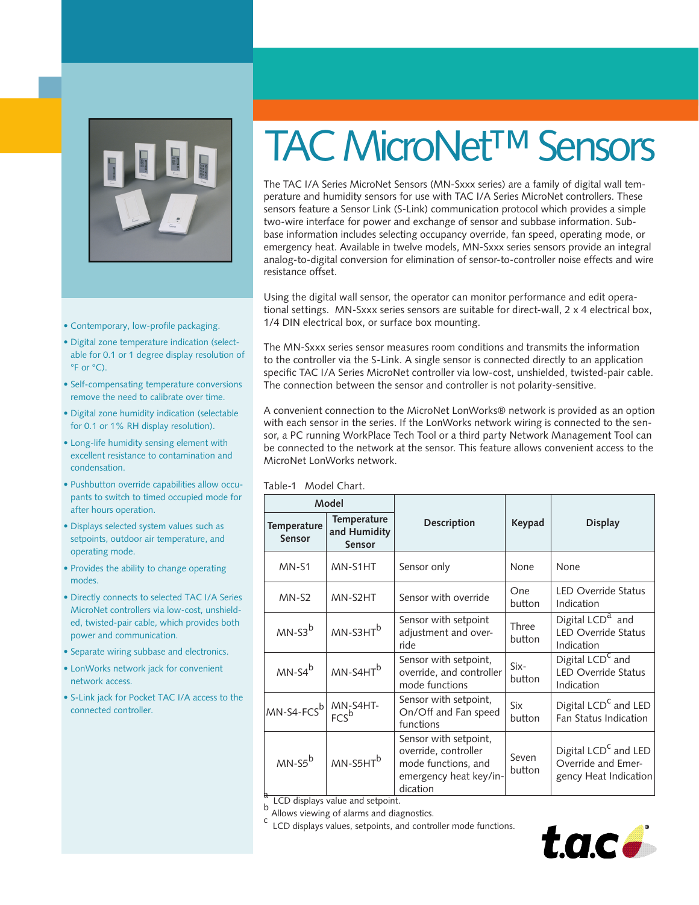# TAC MicroNet™ Sensors

- Contemporary, low-profile packaging.
- Digital zone temperature indication (selectable for 0.1 or 1 degree display resolution of °F or °C).
- Self-compensating temperature conversions remove the need to calibrate over time.
- Digital zone humidity indication (selectable for 0.1 or 1% RH display resolution).
- Long-life humidity sensing element with excellent resistance to contamination and condensation.
- Pushbutton override capabilities allow occupants to switch to timed occupied mode for after hours operation.
- Displays selected system values such as setpoints, outdoor air temperature, and operating mode.
- Provides the ability to change operating modes.
- Directly connects to selected TAC I/A Series MicroNet controllers via low-cost, unshielded, twisted-pair cable, which provides both power and communication.
- Separate wiring subbase and electronics.
- LonWorks network jack for convenient network access.
- S-Link jack for Pocket TAC I/A access to the connected controller.

The TAC I/A Series MicroNet Sensors (MN-Sxxx series) are a family of digital wall temperature and humidity sensors for use with TAC I/A Series MicroNet controllers. These sensors feature a Sensor Link (S-Link) communication protocol which provides a simple two-wire interface for power and exchange of sensor and subbase information. Subbase information includes selecting occupancy override, fan speed, operating mode, or emergency heat. Available in twelve models, MN-Sxxx series sensors provide an integral analog-to-digital conversion for elimination of sensor-to-controller noise effects and wire resistance offset.

Using the digital wall sensor, the operator can monitor performance and edit operational settings. MN-Sxxx series sensors are suitable for direct-wall, 2 x 4 electrical box, 1/4 DIN electrical box, or surface box mounting.

The MN-Sxxx series sensor measures room conditions and transmits the information to the controller via the S-Link. A single sensor is connected directly to an application specific TAC I/A Series MicroNet controller via low-cost, unshielded, twisted-pair cable. The connection between the sensor and controller is not polarity-sensitive.

A convenient connection to the MicroNet LonWorks® network is provided as an option with each sensor in the series. If the LonWorks network wiring is connected to the sensor, a PC running WorkPlace Tech Tool or a third party Network Management Tool can be connected to the network at the sensor. This feature allows convenient access to the MicroNet LonWorks network.

Table-1 Model Chart.

| Model | | Description | Keypad | Display |
|---|---|---|---|---|
| Temperature Sensor | Temperature and Humidity Sensor | | | |
| MN-S1 | MN-S1HT | Sensor only | None | None |
| MN-S2 | MN-S2HT | Sensor with override | One button | LED Override Status Indication |
| MN-S3[b] | MN-S3HT[b] | Sensor with setpoint adjustment and override | Three button | Digital LCD[a] and LED Override Status Indication |
| MN-S4[b] | MN-S4HT[b] | Sensor with setpoint, override, and controller mode functions | Six-button | Digital LCD[c] and LED Override Status Indication |
| MN-S4-FCS[b] | MN-S4HT-FCS[b] | Sensor with setpoint, On/Off and Fan speed functions | Six button | Digital LCD[c] and LED Fan Status Indication |
| MN-S5[b] | MN-S5HT[b] | Sensor with setpoint, override, controller mode functions, and emergency heat key/indication | Seven button | Digital LCD[c] and LED Override and Emergency Heat Indication |

[a] LCD displays value and setpoint.
[b] Allows viewing of alarms and diagnostics.
[c] LCD displays values, setpoints, and controller mode functions.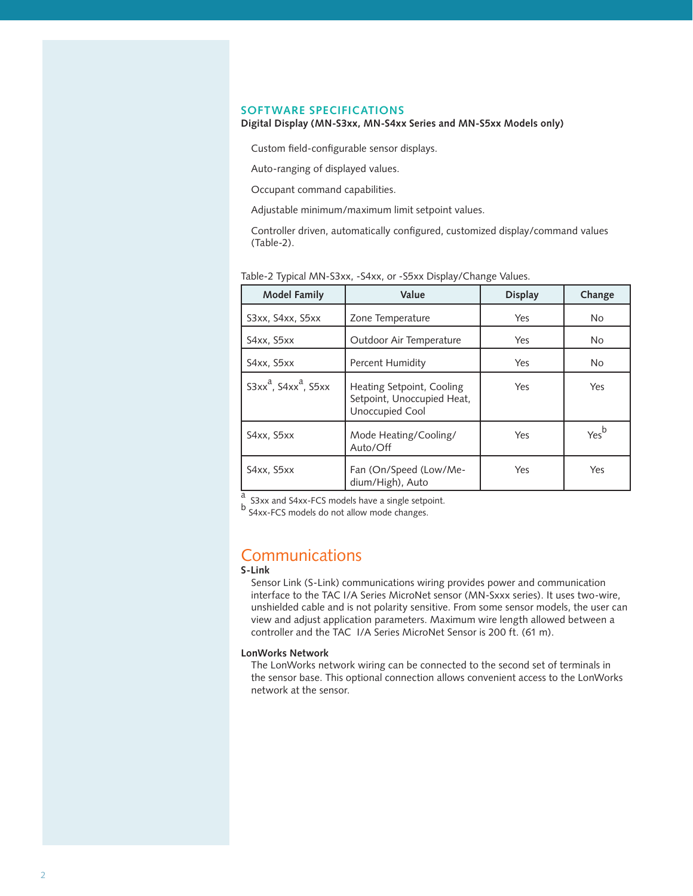## SOFTWARE SPECIFICATIONS

**Digital Display (MN-S3xx, MN-S4xx Series and MN-S5xx Models only)**

Custom field-configurable sensor displays.

Auto-ranging of displayed values.

Occupant command capabilities.

Adjustable minimum/maximum limit setpoint values.

Controller driven, automatically configured, customized display/command values (Table-2).

Table-2 Typical MN-S3xx, -S4xx, or -S5xx Display/Change Values.

| Model Family | Value | Display | Change |
|---|---|---|---|
| S3xx, S4xx, S5xx | Zone Temperature | Yes | No |
| S4xx, S5xx | Outdoor Air Temperature | Yes | No |
| S4xx, S5xx | Percent Humidity | Yes | No |
| S3xx[a], S4xx[a], S5xx | Heating Setpoint, Cooling Setpoint, Unoccupied Heat, Unoccupied Cool | Yes | Yes |
| S4xx, S5xx | Mode Heating/Cooling/ Auto/Off | Yes | Yes[b] |
| S4xx, S5xx | Fan (On/Speed (Low/Medium/High), Auto | Yes | Yes |

[a] S3xx and S4xx-FCS models have a single setpoint.
[b] S4xx-FCS models do not allow mode changes.

# Communications

**S-Link**

Sensor Link (S-Link) communications wiring provides power and communication interface to the TAC I/A Series MicroNet sensor (MN-Sxxx series). It uses two-wire, unshielded cable and is not polarity sensitive. From some sensor models, the user can view and adjust application parameters. Maximum wire length allowed between a controller and the TAC I/A Series MicroNet Sensor is 200 ft. (61 m).

**LonWorks Network**

The LonWorks network wiring can be connected to the second set of terminals in the sensor base. This optional connection allows convenient access to the LonWorks network at the sensor.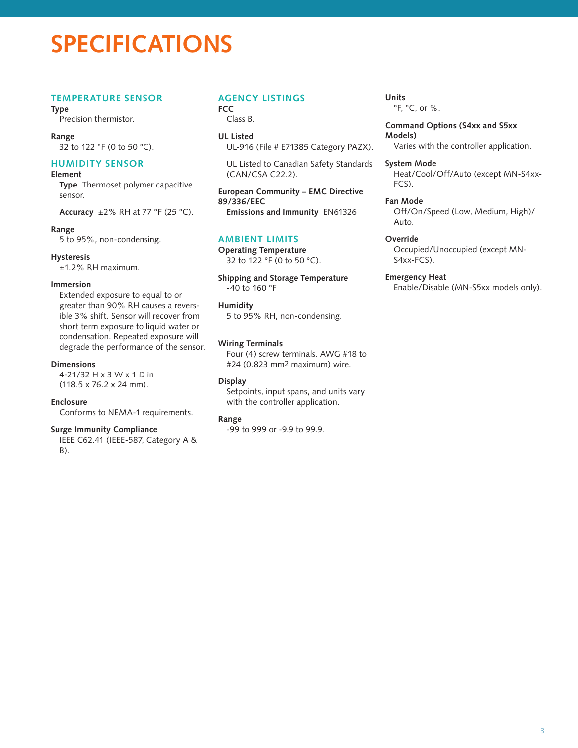# SPECIFICATIONS

## TEMPERATURE SENSOR

**Type**
Precision thermistor.

**Range**
32 to 122 °F (0 to 50 °C).

## HUMIDITY SENSOR

**Element**

**Type** Thermoset polymer capacitive sensor.

**Accuracy** ±2% RH at 77 °F (25 °C).

**Range**
5 to 95%, non-condensing.

**Hysteresis**
±1.2% RH maximum.

**Immersion**
Extended exposure to equal to or greater than 90% RH causes a reversible 3% shift. Sensor will recover from short term exposure to liquid water or condensation. Repeated exposure will degrade the performance of the sensor.

**Dimensions**
4-21/32 H x 3 W x 1 D in
(118.5 x 76.2 x 24 mm).

**Enclosure**
Conforms to NEMA-1 requirements.

**Surge Immunity Compliance**
IEEE C62.41 (IEEE-587, Category A & B).

## AGENCY LISTINGS

**FCC**
Class B.

**UL Listed**
UL-916 (File # E71385 Category PAZX).

UL Listed to Canadian Safety Standards (CAN/CSA C22.2).

**European Community – EMC Directive 89/336/EEC**

**Emissions and Immunity** EN61326

## AMBIENT LIMITS

**Operating Temperature**
32 to 122 °F (0 to 50 °C).

**Shipping and Storage Temperature**
-40 to 160 °F

**Humidity**
5 to 95% RH, non-condensing.

**Wiring Terminals**
Four (4) screw terminals. AWG #18 to #24 (0.823 mm2 maximum) wire.

**Display**
Setpoints, input spans, and units vary with the controller application.

**Range**
-99 to 999 or -9.9 to 99.9.

**Units**
°F, °C, or %.

**Command Options (S4xx and S5xx Models)**
Varies with the controller application.

**System Mode**
Heat/Cool/Off/Auto (except MN-S4xx-FCS).

**Fan Mode**
Off/On/Speed (Low, Medium, High)/ Auto.

**Override**
Occupied/Unoccupied (except MN-S4xx-FCS).

**Emergency Heat**
Enable/Disable (MN-S5xx models only).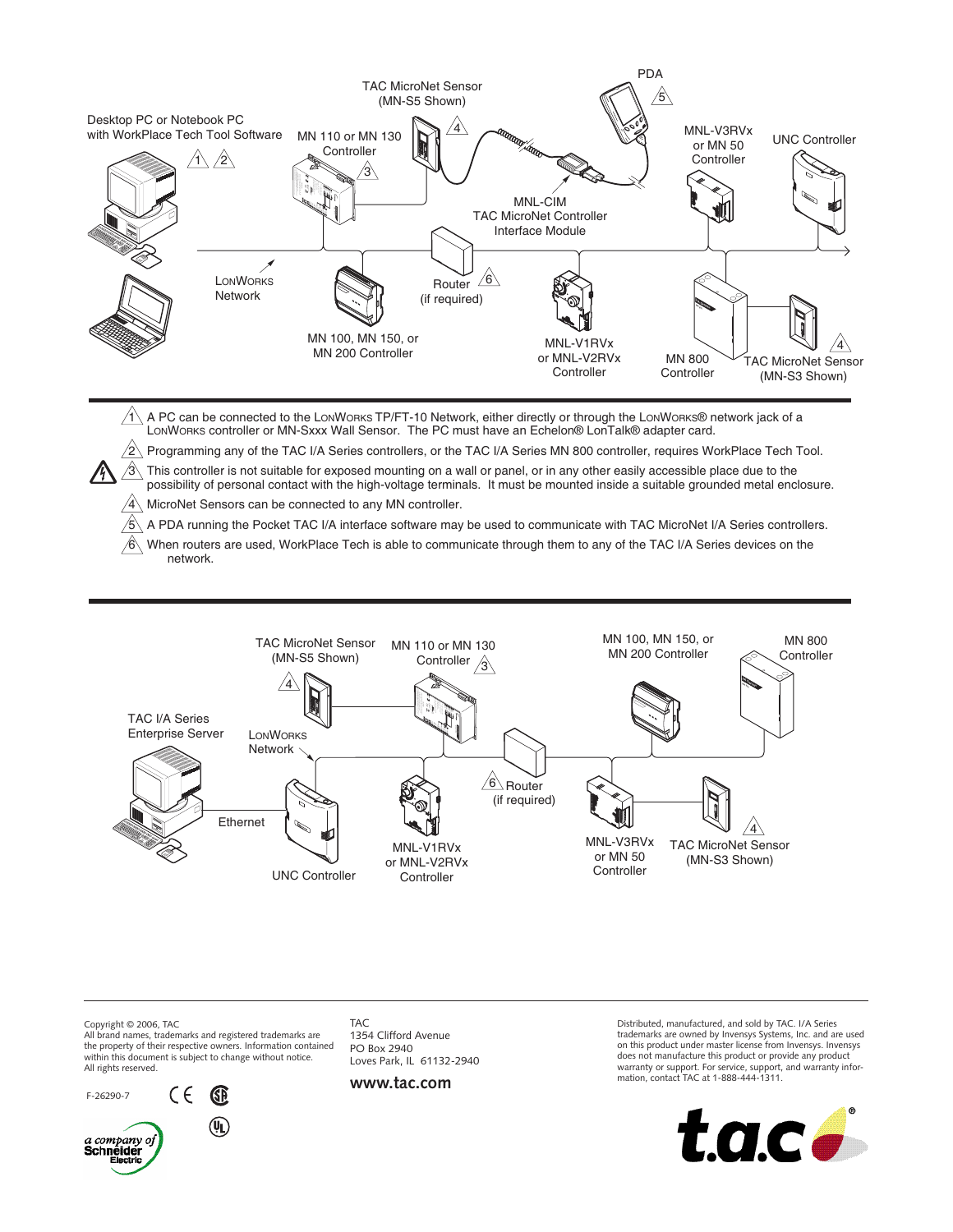Desktop PC or Notebook PC with WorkPlace Tech Tool Software 1 2

TAC MicroNet Sensor (MN-S5 Shown) 4

MN 110 or MN 130 Controller 3

PDA 5

MNL-V3RVx or MN 50 Controller

UNC Controller

MNL-CIM TAC MicroNet Controller Interface Module

LONWORKS Network

Router (if required) 6

MN 100, MN 150, or MN 200 Controller

MNL-V1RVx or MNL-V2RVx Controller

MN 800 Controller

TAC MicroNet Sensor (MN-S3 Shown) 4

1. A PC can be connected to the LONWORKS TP/FT-10 Network, either directly or through the LONWORKS® network jack of a LONWORKS controller or MN-Sxxx Wall Sensor. The PC must have an Echelon® LonTalk® adapter card.
2. Programming any of the TAC I/A Series controllers, or the TAC I/A Series MN 800 controller, requires WorkPlace Tech Tool.
3. This controller is not suitable for exposed mounting on a wall or panel, or in any other easily accessible place due to the possibility of personal contact with the high-voltage terminals. It must be mounted inside a suitable grounded metal enclosure.
4. MicroNet Sensors can be connected to any MN controller.
5. A PDA running the Pocket TAC I/A interface software may be used to communicate with TAC MicroNet I/A Series controllers.
6. When routers are used, WorkPlace Tech is able to communicate through them to any of the TAC I/A Series devices on the network.

TAC MicroNet Sensor (MN-S5 Shown) 4

MN 110 or MN 130 Controller 3

MN 100, MN 150, or MN 200 Controller

MN 800 Controller

TAC I/A Series Enterprise Server

LONWORKS Network

Ethernet

UNC Controller

MNL-V1RVx or MNL-V2RVx Controller

6 Router (if required)

MNL-V3RVx or MN 50 Controller

TAC MicroNet Sensor (MN-S3 Shown) 4

Copyright © 2006, TAC
All brand names, trademarks and registered trademarks are the property of their respective owners. Information contained within this document is subject to change without notice.
All rights reserved.

F-26290-7

TAC
1354 Clifford Avenue
PO Box 2940
Loves Park, IL 61132-2940

**www.tac.com**

Distributed, manufactured, and sold by TAC. I/A Series trademarks are owned by Invensys Systems, Inc. and are used on this product under master license from Invensys. Invensys does not manufacture this product or provide any product warranty or support. For service, support, and warranty information, contact TAC at 1-888-444-1311.

a company of Schneider Electric

t.a.c®